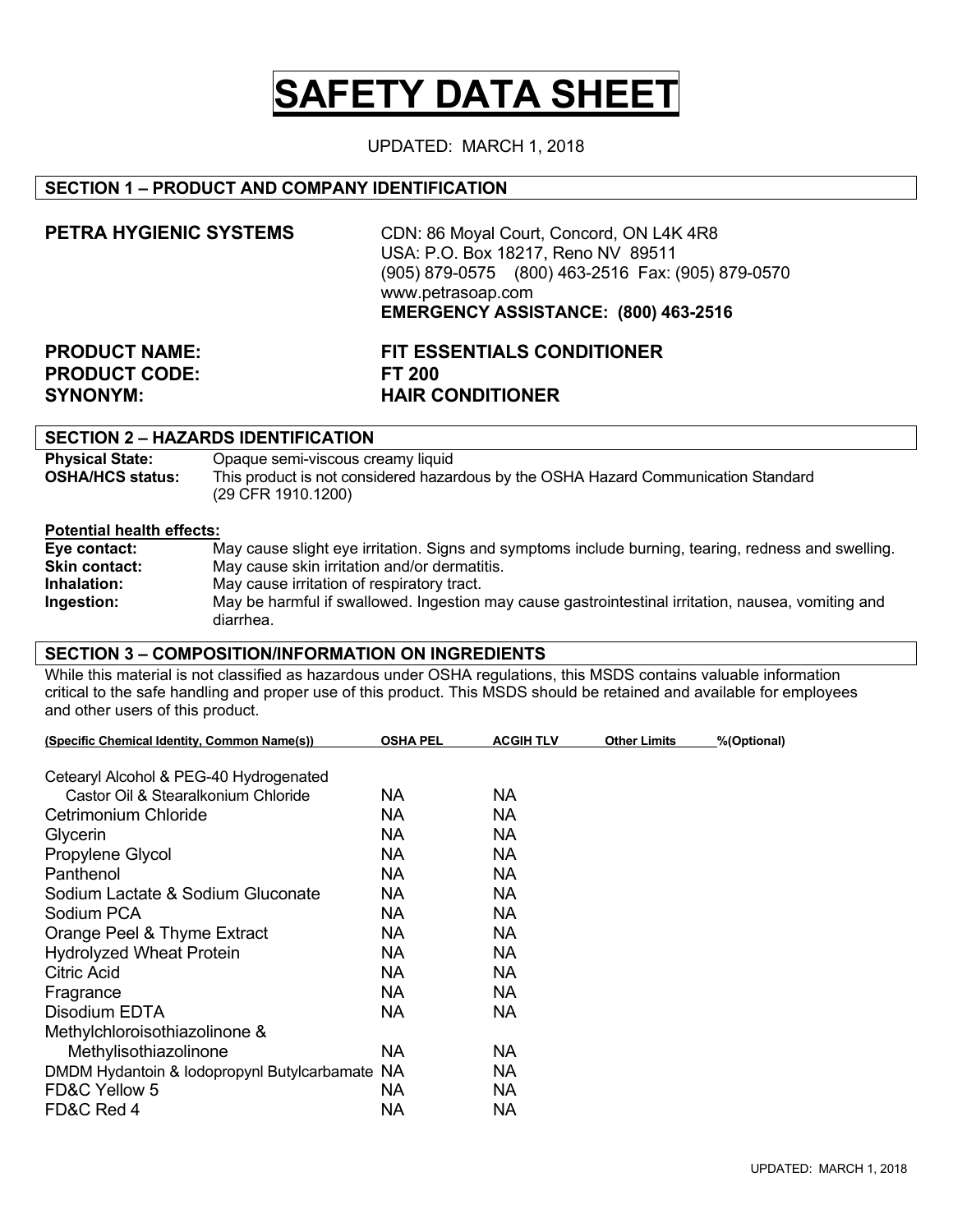# SAFETY DATA SHEET

UPDATED: MARCH 1, 2018

## SECTION 1 – PRODUCT AND COMPANY IDENTIFICATION

**PETRA HYGIENIC SYSTEMS**

CDN: 86 Moyal Court, Concord, ON L4K 4R8
USA: P.O. Box 18217, Reno NV 89511
(905) 879-0575 (800) 463-2516 Fax: (905) 879-0570
www.petrasoap.com
**EMERGENCY ASSISTANCE: (800) 463-2516**

**PRODUCT NAME:** **FIT ESSENTIALS CONDITIONER**
**PRODUCT CODE:** **FT 200**
**SYNONYM:** **HAIR CONDITIONER**

## SECTION 2 – HAZARDS IDENTIFICATION

**Physical State:** Opaque semi-viscous creamy liquid
**OSHA/HCS status:** This product is not considered hazardous by the OSHA Hazard Communication Standard (29 CFR 1910.1200)

**Potential health effects:**

**Eye contact:** May cause slight eye irritation. Signs and symptoms include burning, tearing, redness and swelling.
**Skin contact:** May cause skin irritation and/or dermatitis.
**Inhalation:** May cause irritation of respiratory tract.
**Ingestion:** May be harmful if swallowed. Ingestion may cause gastrointestinal irritation, nausea, vomiting and diarrhea.

## SECTION 3 – COMPOSITION/INFORMATION ON INGREDIENTS

While this material is not classified as hazardous under OSHA regulations, this MSDS contains valuable information critical to the safe handling and proper use of this product. This MSDS should be retained and available for employees and other users of this product.

| (Specific Chemical Identity, Common Name(s)) | OSHA PEL | ACGIH TLV | Other Limits | %(Optional) |
|---|---|---|---|---|
| Cetearyl Alcohol & PEG-40 Hydrogenated Castor Oil & Stearalkonium Chloride | NA | NA | | |
| Cetrimonium Chloride | NA | NA | | |
| Glycerin | NA | NA | | |
| Propylene Glycol | NA | NA | | |
| Panthenol | NA | NA | | |
| Sodium Lactate & Sodium Gluconate | NA | NA | | |
| Sodium PCA | NA | NA | | |
| Orange Peel & Thyme Extract | NA | NA | | |
| Hydrolyzed Wheat Protein | NA | NA | | |
| Citric Acid | NA | NA | | |
| Fragrance | NA | NA | | |
| Disodium EDTA | NA | NA | | |
| Methylchloroisothiazolinone & Methylisothiazolinone | NA | NA | | |
| DMDM Hydantoin & Iodopropynl Butylcarbamate | NA | NA | | |
| FD&C Yellow 5 | NA | NA | | |
| FD&C Red 4 | NA | NA | | |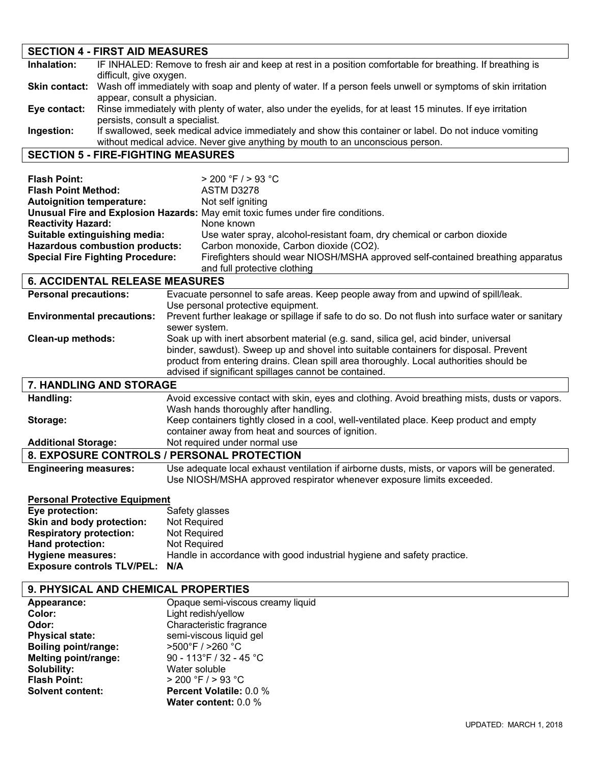## SECTION 4 - FIRST AID MEASURES

**Inhalation:** IF INHALED: Remove to fresh air and keep at rest in a position comfortable for breathing. If breathing is difficult, give oxygen.

**Skin contact:** Wash off immediately with soap and plenty of water. If a person feels unwell or symptoms of skin irritation appear, consult a physician.

**Eye contact:** Rinse immediately with plenty of water, also under the eyelids, for at least 15 minutes. If eye irritation persists, consult a specialist.

**Ingestion:** If swallowed, seek medical advice immediately and show this container or label. Do not induce vomiting without medical advice. Never give anything by mouth to an unconscious person.

## SECTION 5 - FIRE-FIGHTING MEASURES

**Flash Point:** > 200 °F / > 93 °C

**Flash Point Method:** ASTM D3278

**Autoignition temperature:** Not self igniting

**Unusual Fire and Explosion Hazards:** May emit toxic fumes under fire conditions.

**Reactivity Hazard:** None known

**Suitable extinguishing media:** Use water spray, alcohol-resistant foam, dry chemical or carbon dioxide

**Hazardous combustion products:** Carbon monoxide, Carbon dioxide ($CO_2$).

**Special Fire Fighting Procedure:** Firefighters should wear NIOSH/MSHA approved self-contained breathing apparatus and full protective clothing

## 6. ACCIDENTAL RELEASE MEASURES

**Personal precautions:** Evacuate personnel to safe areas. Keep people away from and upwind of spill/leak. Use personal protective equipment.

**Environmental precautions:** Prevent further leakage or spillage if safe to do so. Do not flush into surface water or sanitary sewer system.

**Clean-up methods:** Soak up with inert absorbent material (e.g. sand, silica gel, acid binder, universal binder, sawdust). Sweep up and shovel into suitable containers for disposal. Prevent product from entering drains. Clean spill area thoroughly. Local authorities should be advised if significant spillages cannot be contained.

## 7. HANDLING AND STORAGE

**Handling:** Avoid excessive contact with skin, eyes and clothing. Avoid breathing mists, dusts or vapors. Wash hands thoroughly after handling.

**Storage:** Keep containers tightly closed in a cool, well-ventilated place. Keep product and empty container away from heat and sources of ignition.

**Additional Storage:** Not required under normal use

## 8. EXPOSURE CONTROLS / PERSONAL PROTECTION

**Engineering measures:** Use adequate local exhaust ventilation if airborne dusts, mists, or vapors will be generated. Use NIOSH/MSHA approved respirator whenever exposure limits exceeded.

**Personal Protective Equipment**

**Eye protection:** Safety glasses

**Skin and body protection:** Not Required

**Respiratory protection:** Not Required

**Hand protection:** Not Required

**Hygiene measures:** Handle in accordance with good industrial hygiene and safety practice.

**Exposure controls TLV/PEL:** **N/A**

## 9. PHYSICAL AND CHEMICAL PROPERTIES

**Appearance:** Opaque semi-viscous creamy liquid

**Color:** Light redish/yellow

**Odor:** Characteristic fragrance

**Physical state:** semi-viscous liquid gel

**Boiling point/range:** >500°F / >260 °C

**Melting point/range:** 90 - 113°F / 32 - 45 °C

**Solubility:** Water soluble

**Flash Point:** > 200 °F / > 93 °C

**Solvent content:** **Percent Volatile:** 0.0 %
**Water content:** 0.0 %

UPDATED: MARCH 1, 2018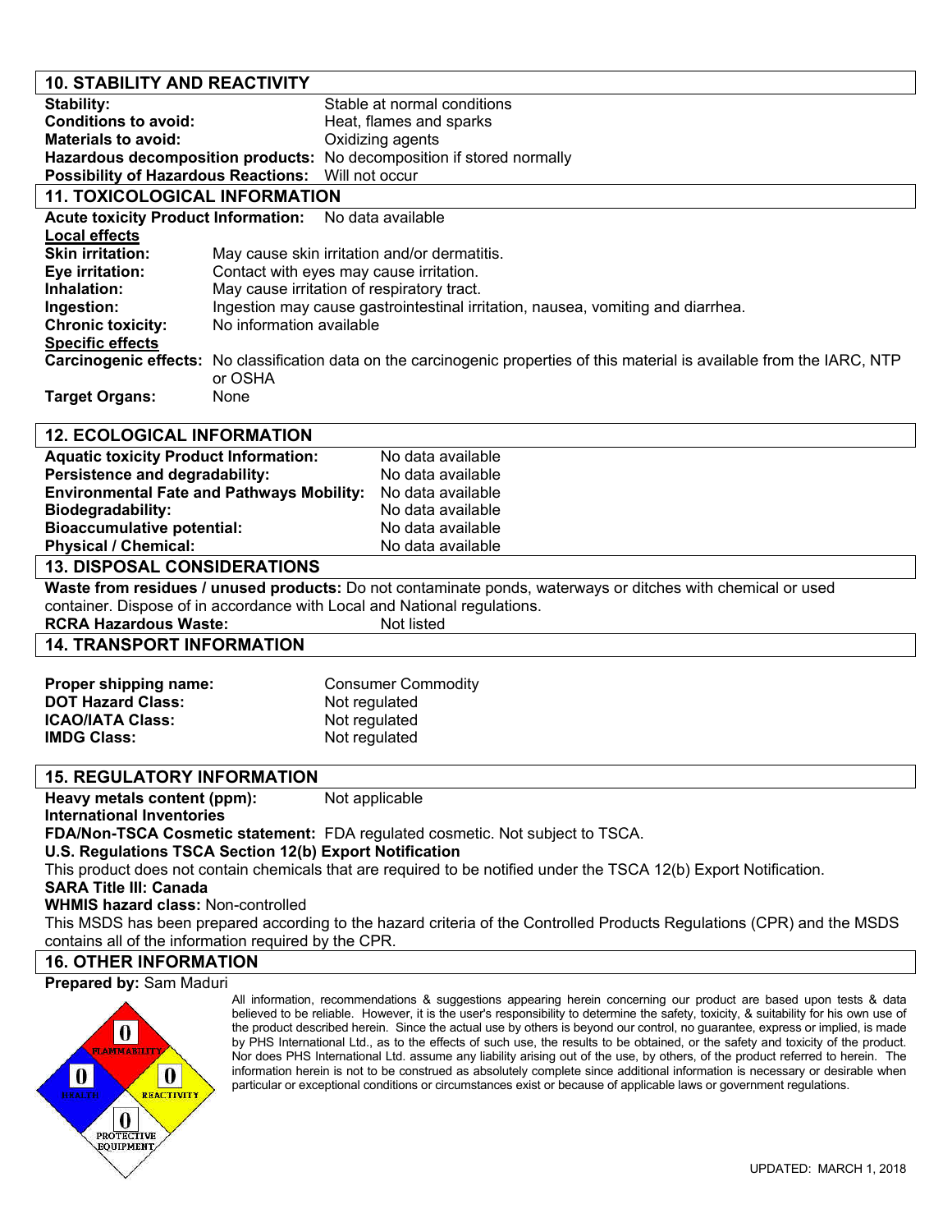## 10. STABILITY AND REACTIVITY

**Stability:** Stable at normal conditions
**Conditions to avoid:** Heat, flames and sparks
**Materials to avoid:** Oxidizing agents
**Hazardous decomposition products:** No decomposition if stored normally
**Possibility of Hazardous Reactions:** Will not occur

## 11. TOXICOLOGICAL INFORMATION

**Acute toxicity Product Information:** No data available

**Local effects**

**Skin irritation:** May cause skin irritation and/or dermatitis.
**Eye irritation:** Contact with eyes may cause irritation.
**Inhalation:** May cause irritation of respiratory tract.
**Ingestion:** Ingestion may cause gastrointestinal irritation, nausea, vomiting and diarrhea.
**Chronic toxicity:** No information available

**Specific effects**

**Carcinogenic effects:** No classification data on the carcinogenic properties of this material is available from the IARC, NTP or OSHA
**Target Organs:** None

## 12. ECOLOGICAL INFORMATION

**Aquatic toxicity Product Information:** No data available
**Persistence and degradability:** No data available
**Environmental Fate and Pathways Mobility:** No data available
**Biodegradability:** No data available
**Bioaccumulative potential:** No data available
**Physical / Chemical:** No data available

## 13. DISPOSAL CONSIDERATIONS

**Waste from residues / unused products:** Do not contaminate ponds, waterways or ditches with chemical or used container. Dispose of in accordance with Local and National regulations.
**RCRA Hazardous Waste:** Not listed

## 14. TRANSPORT INFORMATION

**Proper shipping name:** Consumer Commodity
**DOT Hazard Class:** Not regulated
**ICAO/IATA Class:** Not regulated
**IMDG Class:** Not regulated

## 15. REGULATORY INFORMATION

**Heavy metals content (ppm):** Not applicable
**International Inventories**
**FDA/Non-TSCA Cosmetic statement:** FDA regulated cosmetic. Not subject to TSCA.
**U.S. Regulations TSCA Section 12(b) Export Notification**
This product does not contain chemicals that are required to be notified under the TSCA 12(b) Export Notification.
**SARA Title III: Canada**
**WHMIS hazard class:** Non-controlled
This MSDS has been prepared according to the hazard criteria of the Controlled Products Regulations (CPR) and the MSDS contains all of the information required by the CPR.

## 16. OTHER INFORMATION

**Prepared by:** Sam Maduri

FLAMMABILITY 0
HEALTH 0
REACTIVITY 0
PROTECTIVE EQUIPMENT 0

All information, recommendations & suggestions appearing herein concerning our product are based upon tests & data believed to be reliable. However, it is the user's responsibility to determine the safety, toxicity, & suitability for his own use of the product described herein. Since the actual use by others is beyond our control, no guarantee, express or implied, is made by PHS International Ltd., as to the effects of such use, the results to be obtained, or the safety and toxicity of the product. Nor does PHS International Ltd. assume any liability arising out of the use, by others, of the product referred to herein. The information herein is not to be construed as absolutely complete since additional information is necessary or desirable when particular or exceptional conditions or circumstances exist or because of applicable laws or government regulations.

UPDATED: MARCH 1, 2018